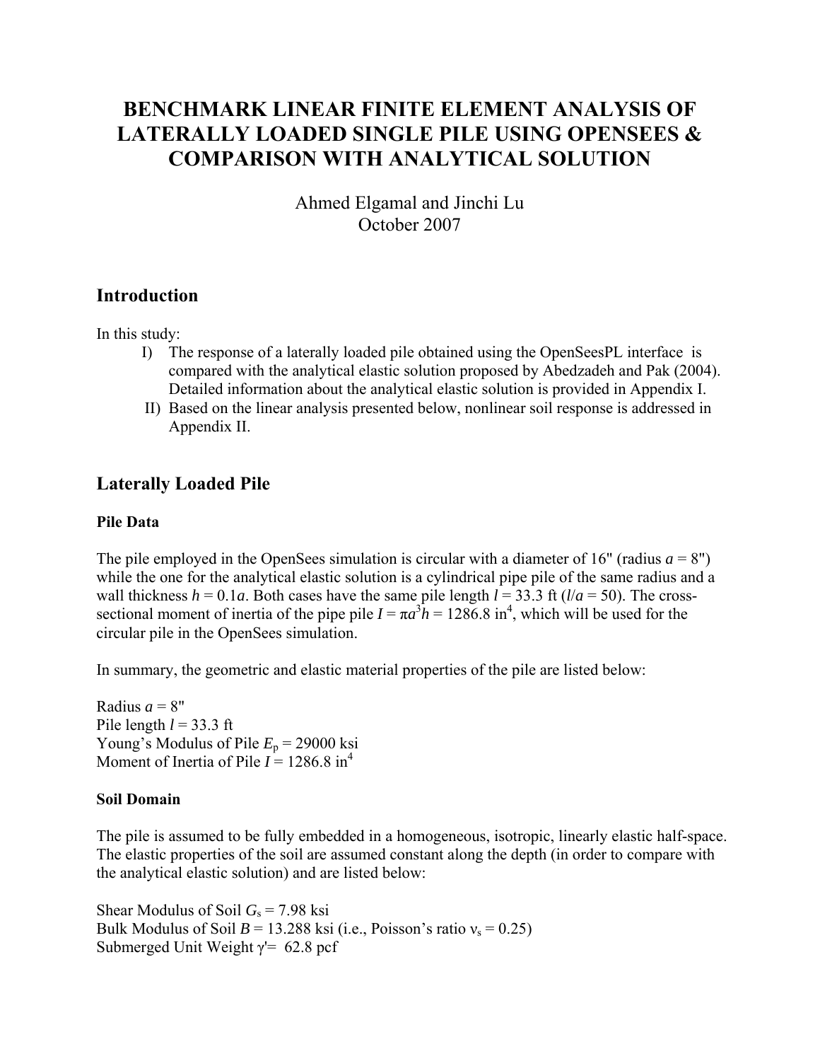# BENCHMARK LINEAR FINITE ELEMENT ANALYSIS OF LATERALLY LOADED SINGLE PILE USING OPENSEES & COMPARISON WITH ANALYTICAL SOLUTION

Ahmed Elgamal and Jinchi Lu
October 2007

## Introduction

In this study:

I) The response of a laterally loaded pile obtained using the OpenSeesPL interface is compared with the analytical elastic solution proposed by Abedzadeh and Pak (2004). Detailed information about the analytical elastic solution is provided in Appendix I.

II) Based on the linear analysis presented below, nonlinear soil response is addressed in Appendix II.

## Laterally Loaded Pile

### Pile Data

The pile employed in the OpenSees simulation is circular with a diameter of 16" (radius $a$ = 8") while the one for the analytical elastic solution is a cylindrical pipe pile of the same radius and a wall thickness $h = 0.1a$. Both cases have the same pile length $l$ = 33.3 ft ($l/a = 50$). The cross-sectional moment of inertia of the pipe pile $I = \pi a^3 h$ = 1286.8 in$^4$, which will be used for the circular pile in the OpenSees simulation.

In summary, the geometric and elastic material properties of the pile are listed below:

Radius $a$ = 8"
Pile length $l$ = 33.3 ft
Young's Modulus of Pile $E_p$ = 29000 ksi
Moment of Inertia of Pile $I$ = 1286.8 in$^4$

### Soil Domain

The pile is assumed to be fully embedded in a homogeneous, isotropic, linearly elastic half-space. The elastic properties of the soil are assumed constant along the depth (in order to compare with the analytical elastic solution) and are listed below:

Shear Modulus of Soil $G_s$ = 7.98 ksi
Bulk Modulus of Soil $B$ = 13.288 ksi (i.e., Poisson's ratio $\nu_s$ = 0.25)
Submerged Unit Weight $\gamma'$= 62.8 pcf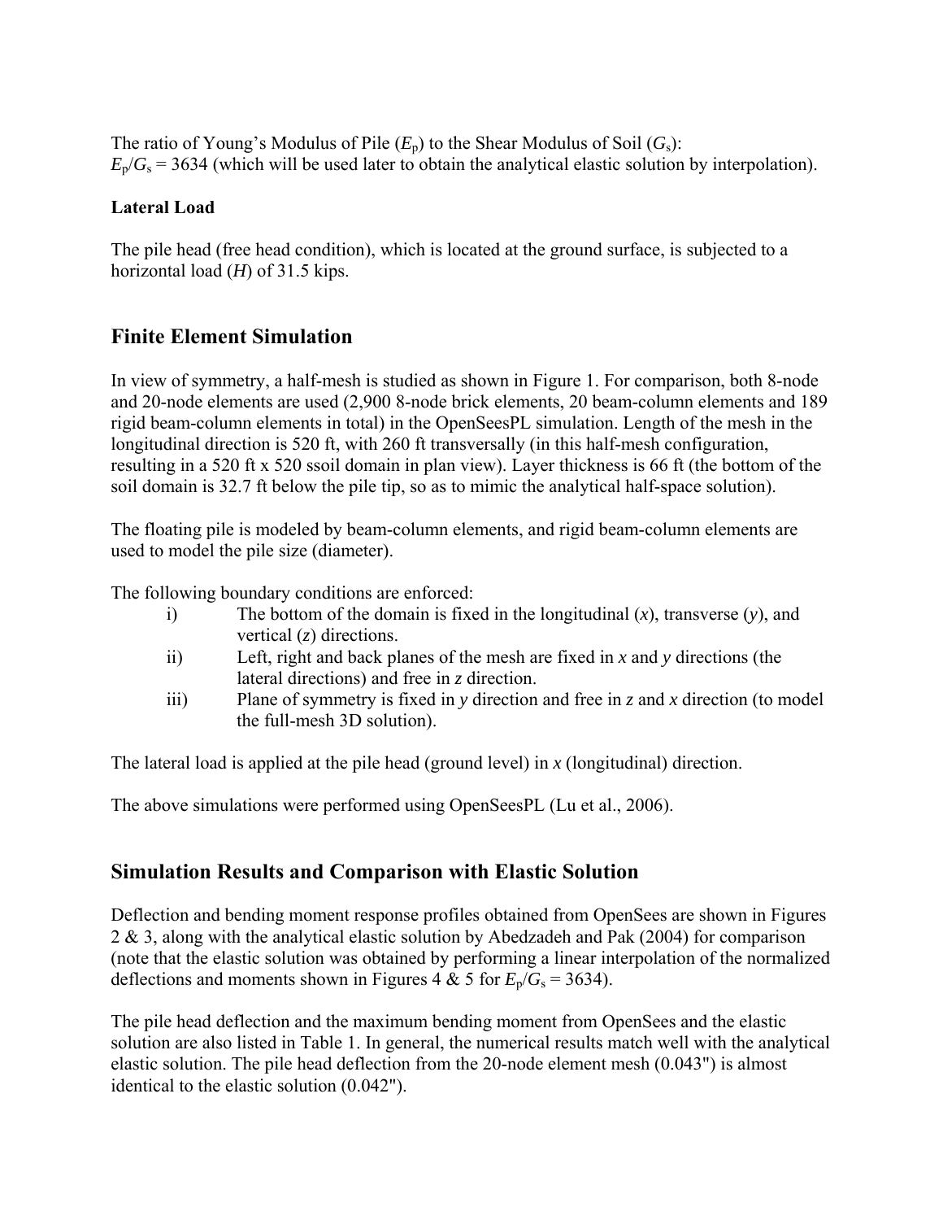The ratio of Young's Modulus of Pile ($E_p$) to the Shear Modulus of Soil ($G_s$):
$E_p/G_s$ = 3634 (which will be used later to obtain the analytical elastic solution by interpolation).

**Lateral Load**

The pile head (free head condition), which is located at the ground surface, is subjected to a horizontal load ($H$) of 31.5 kips.

## Finite Element Simulation

In view of symmetry, a half-mesh is studied as shown in Figure 1. For comparison, both 8-node and 20-node elements are used (2,900 8-node brick elements, 20 beam-column elements and 189 rigid beam-column elements in total) in the OpenSeesPL simulation. Length of the mesh in the longitudinal direction is 520 ft, with 260 ft transversally (in this half-mesh configuration, resulting in a 520 ft x 520 ssoil domain in plan view). Layer thickness is 66 ft (the bottom of the soil domain is 32.7 ft below the pile tip, so as to mimic the analytical half-space solution).

The floating pile is modeled by beam-column elements, and rigid beam-column elements are used to model the pile size (diameter).

The following boundary conditions are enforced:

i) The bottom of the domain is fixed in the longitudinal ($x$), transverse ($y$), and vertical ($z$) directions.
ii) Left, right and back planes of the mesh are fixed in $x$ and $y$ directions (the lateral directions) and free in $z$ direction.
iii) Plane of symmetry is fixed in $y$ direction and free in $z$ and $x$ direction (to model the full-mesh 3D solution).

The lateral load is applied at the pile head (ground level) in $x$ (longitudinal) direction.

The above simulations were performed using OpenSeesPL (Lu et al., 2006).

## Simulation Results and Comparison with Elastic Solution

Deflection and bending moment response profiles obtained from OpenSees are shown in Figures 2 & 3, along with the analytical elastic solution by Abedzadeh and Pak (2004) for comparison (note that the elastic solution was obtained by performing a linear interpolation of the normalized deflections and moments shown in Figures 4 & 5 for $E_p/G_s$ = 3634).

The pile head deflection and the maximum bending moment from OpenSees and the elastic solution are also listed in Table 1. In general, the numerical results match well with the analytical elastic solution. The pile head deflection from the 20-node element mesh (0.043") is almost identical to the elastic solution (0.042").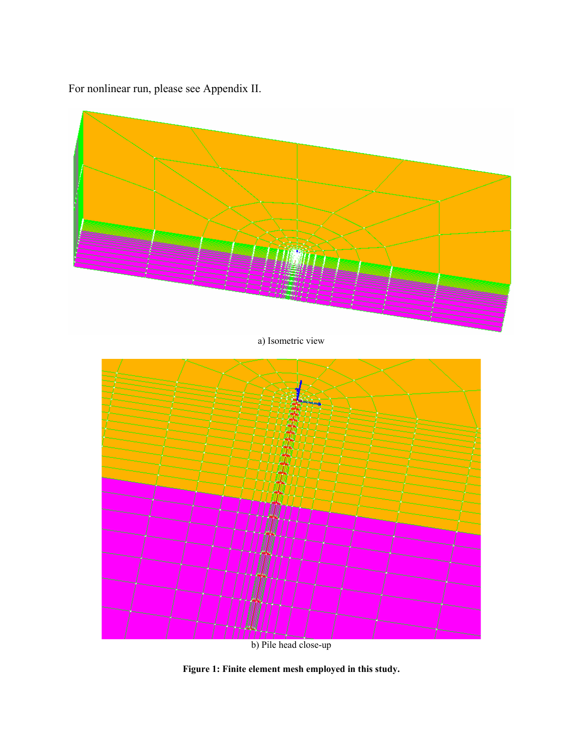For nonlinear run, please see Appendix II.

a) Isometric view

b) Pile head close-up

**Figure 1: Finite element mesh employed in this study.**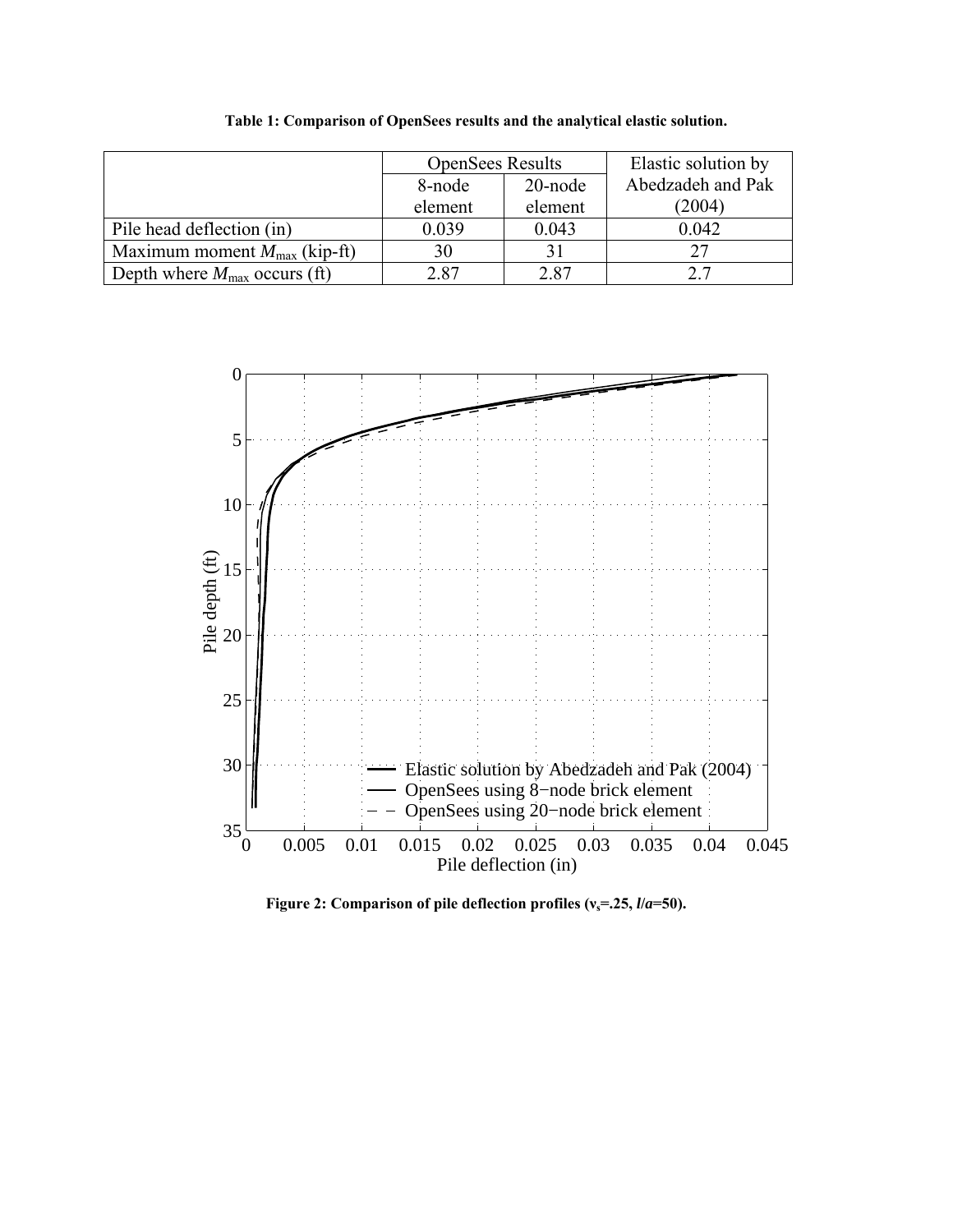**Table 1: Comparison of OpenSees results and the analytical elastic solution.**

| | OpenSees Results | | Elastic solution by Abedzadeh and Pak (2004) |
|---|---|---|---|
| | 8-node element | 20-node element | |
| Pile head deflection (in) | 0.039 | 0.043 | 0.042 |
| Maximum moment $M_{\max}$ (kip-ft) | 30 | 31 | 27 |
| Depth where $M_{\max}$ occurs (ft) | 2.87 | 2.87 | 2.7 |

**Figure 2: Comparison of pile deflection profiles ($\nu_s$=.25, $l/a$=50).**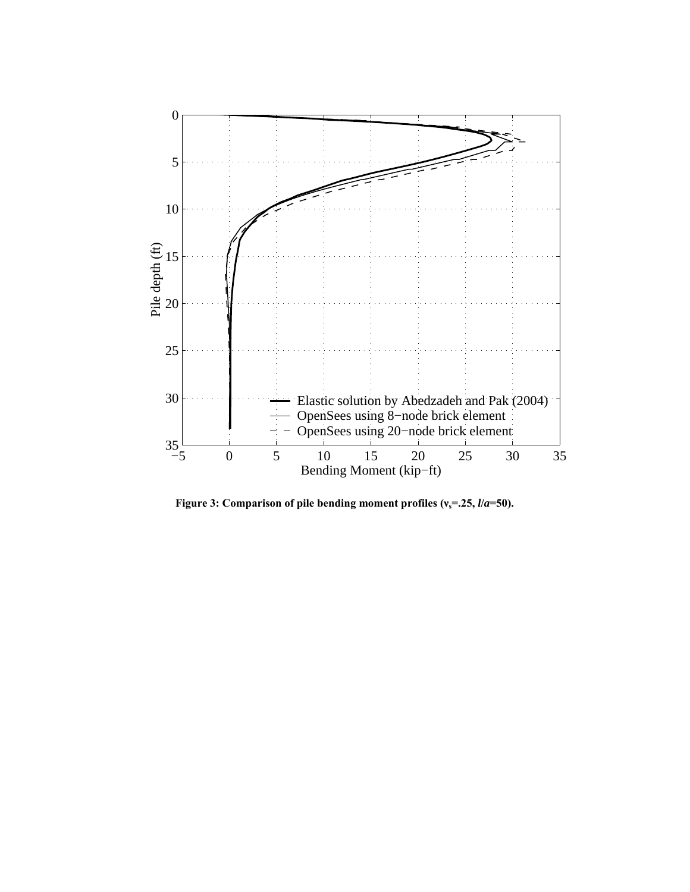Figure 3: Comparison of pile bending moment profiles ($\nu_s$=.25, $l/a$=50).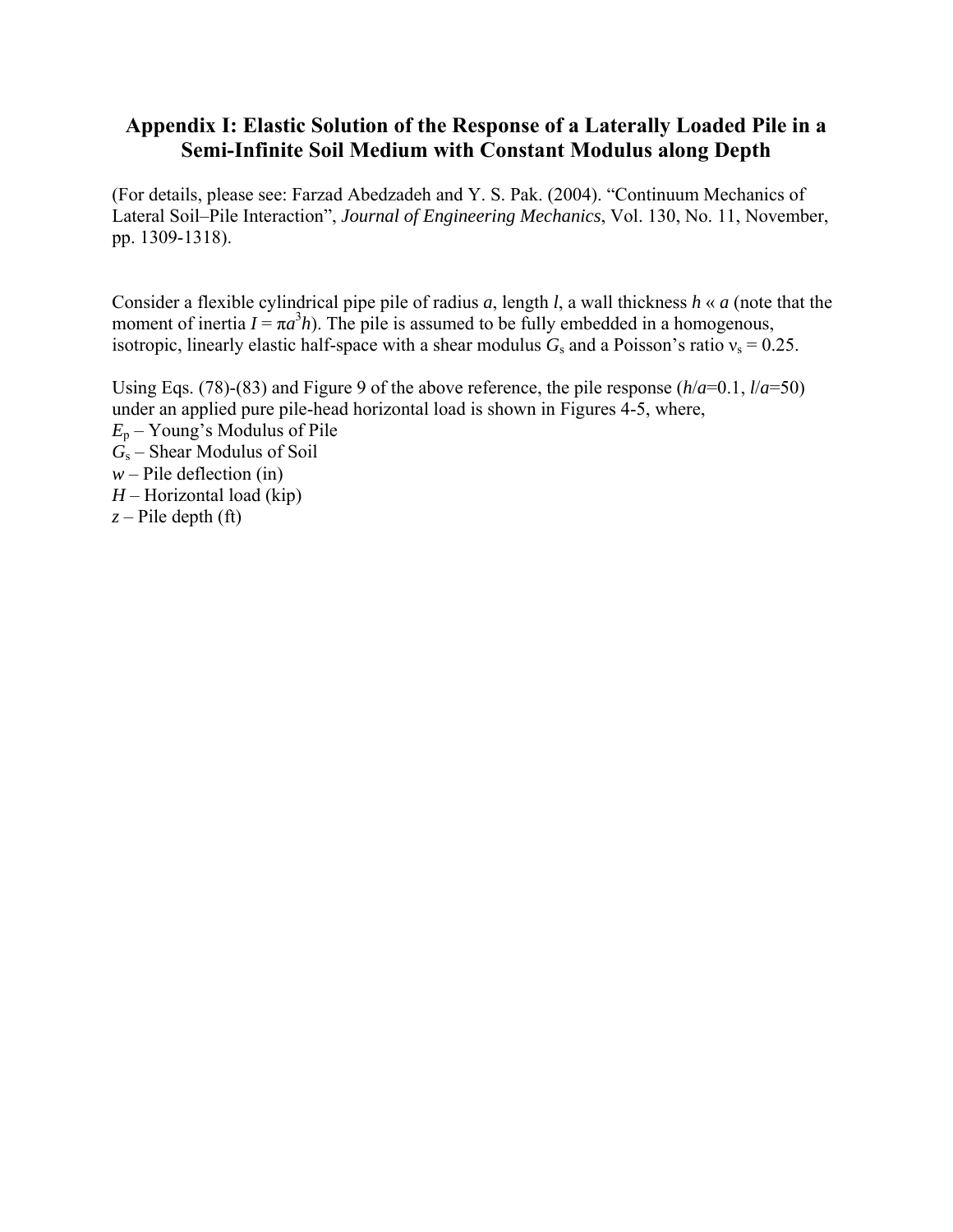# Appendix I: Elastic Solution of the Response of a Laterally Loaded Pile in a Semi-Infinite Soil Medium with Constant Modulus along Depth

(For details, please see: Farzad Abedzadeh and Y. S. Pak. (2004). "Continuum Mechanics of Lateral Soil–Pile Interaction", *Journal of Engineering Mechanics*, Vol. 130, No. 11, November, pp. 1309-1318).

Consider a flexible cylindrical pipe pile of radius $a$, length $l$, a wall thickness $h \ll a$ (note that the moment of inertia $I = \pi a^3 h$). The pile is assumed to be fully embedded in a homogenous, isotropic, linearly elastic half-space with a shear modulus $G_s$ and a Poisson's ratio $\nu_s = 0.25$.

Using Eqs. (78)-(83) and Figure 9 of the above reference, the pile response ($h/a$=0.1, $l/a$=50) under an applied pure pile-head horizontal load is shown in Figures 4-5, where,

$E_p$ – Young's Modulus of Pile  
$G_s$ – Shear Modulus of Soil  
$w$ – Pile deflection (in)  
$H$ – Horizontal load (kip)  
$z$ – Pile depth (ft)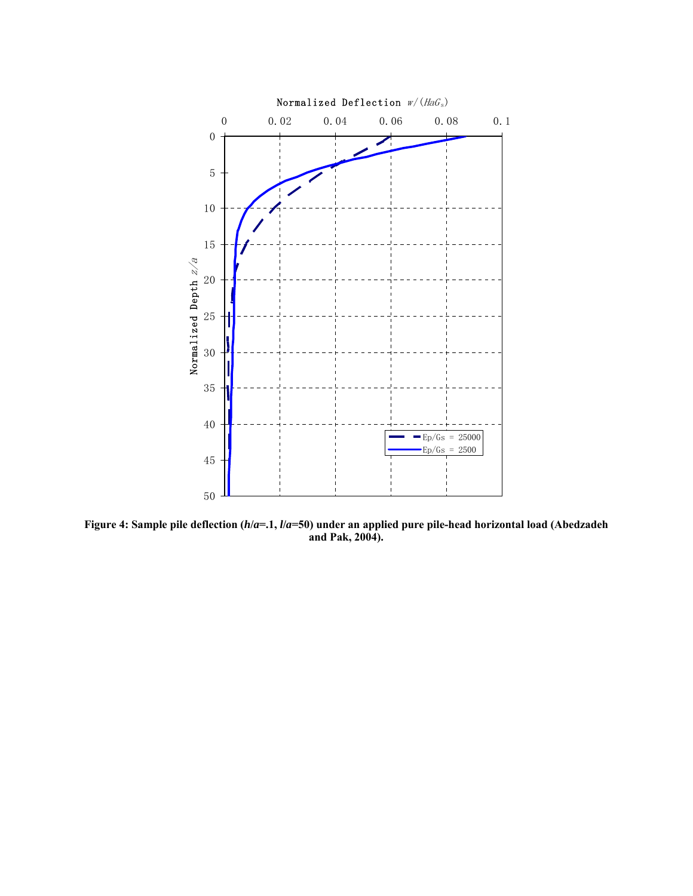Normalized Deflection $w/(HaG_s)$

Normalized Depth $z/a$

Ep/Gs = 25000

Ep/Gs = 2500

**Figure 4: Sample pile deflection (*h*/*a*=.1, *l*/*a*=50) under an applied pure pile-head horizontal load (Abedzadeh and Pak, 2004).**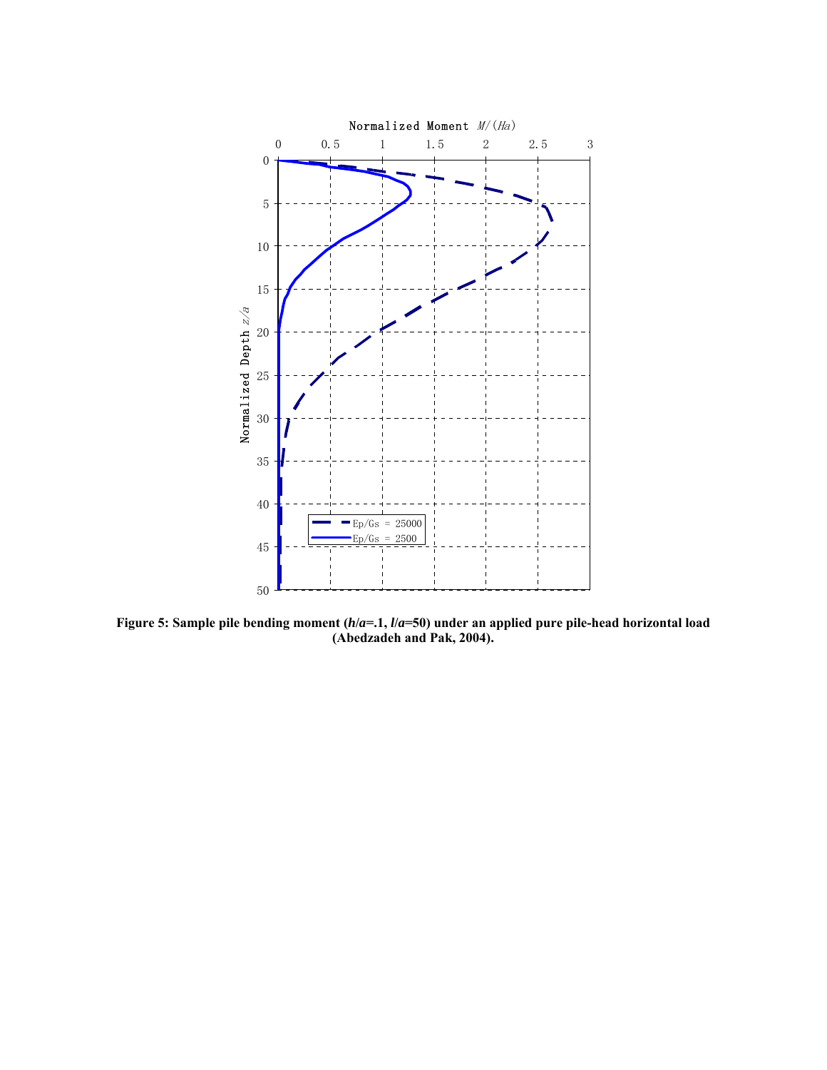**Figure 5: Sample pile bending moment (*h*/*a*=.1, *l*/*a*=50) under an applied pure pile-head horizontal load (Abedzadeh and Pak, 2004).**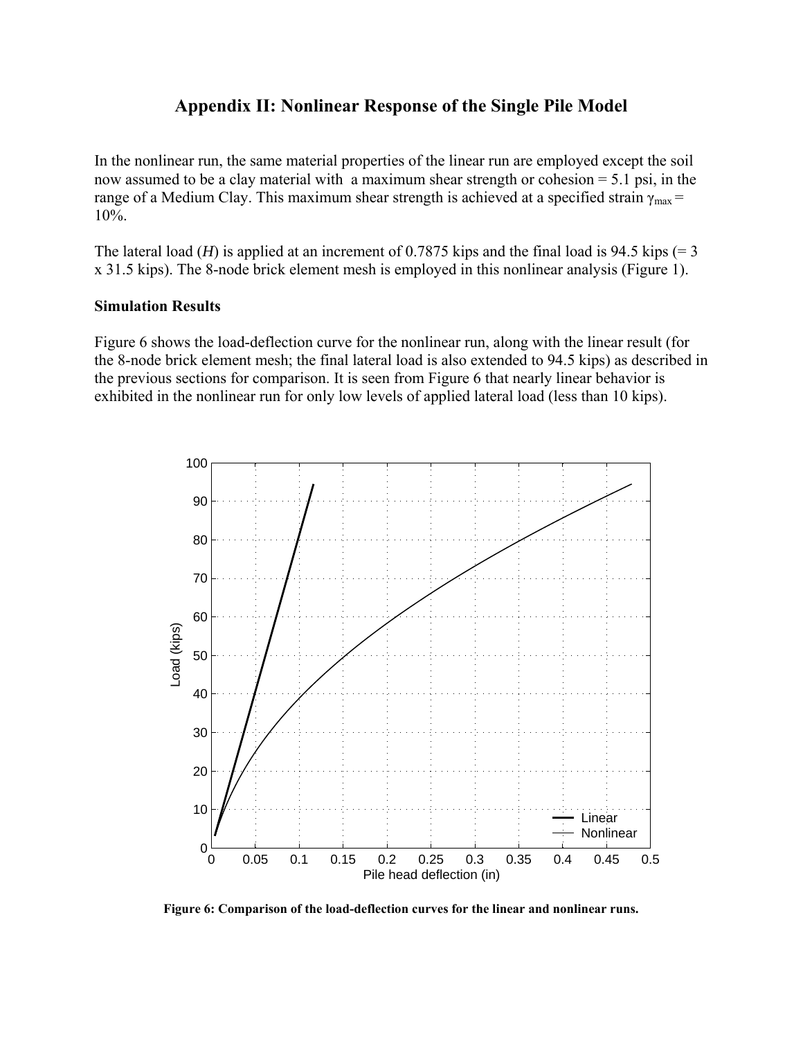## Appendix II: Nonlinear Response of the Single Pile Model

In the nonlinear run, the same material properties of the linear run are employed except the soil now assumed to be a clay material with a maximum shear strength or cohesion = 5.1 psi, in the range of a Medium Clay. This maximum shear strength is achieved at a specified strain $\gamma_{max}$ = 10%.

The lateral load (*H*) is applied at an increment of 0.7875 kips and the final load is 94.5 kips (= 3 x 31.5 kips). The 8-node brick element mesh is employed in this nonlinear analysis (Figure 1).

**Simulation Results**

Figure 6 shows the load-deflection curve for the nonlinear run, along with the linear result (for the 8-node brick element mesh; the final lateral load is also extended to 94.5 kips) as described in the previous sections for comparison. It is seen from Figure 6 that nearly linear behavior is exhibited in the nonlinear run for only low levels of applied lateral load (less than 10 kips).

**Figure 6: Comparison of the load-deflection curves for the linear and nonlinear runs.**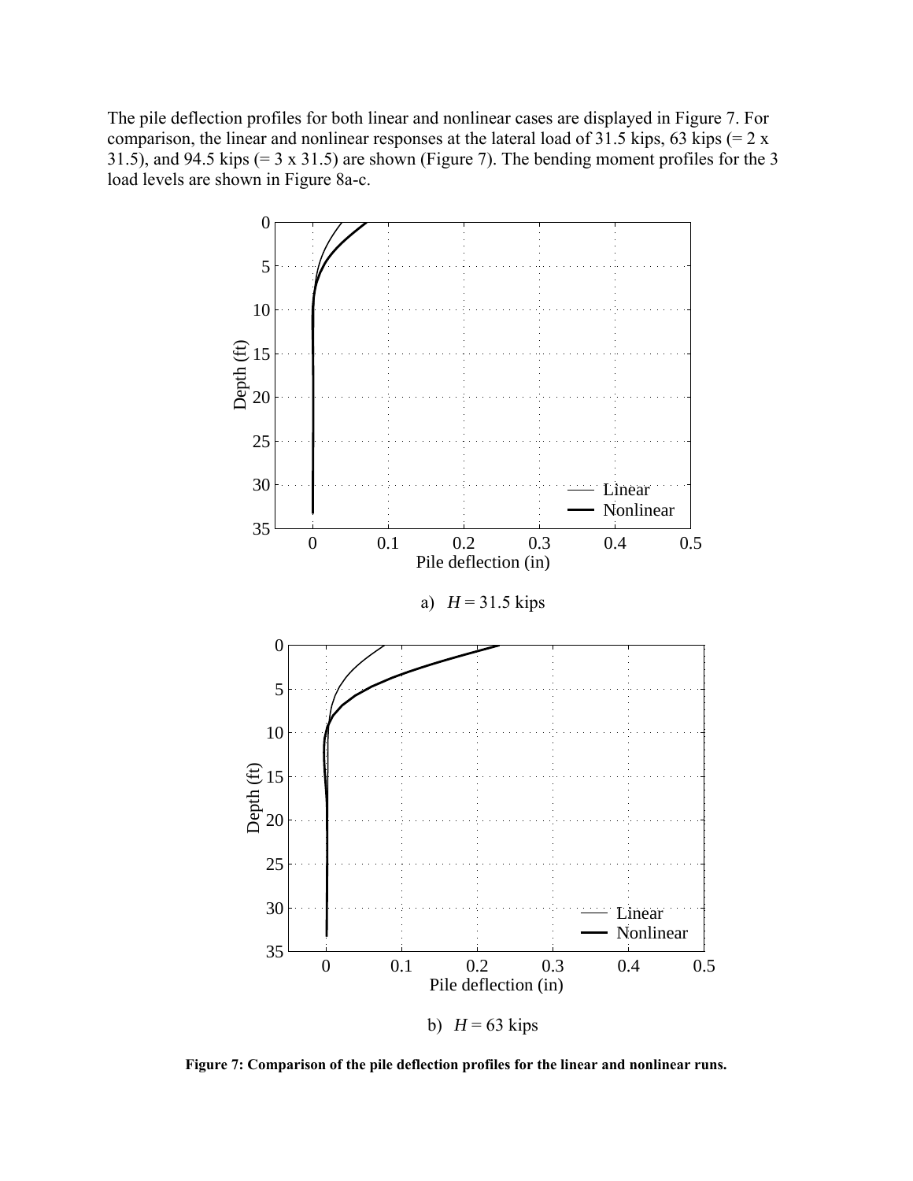The pile deflection profiles for both linear and nonlinear cases are displayed in Figure 7. For comparison, the linear and nonlinear responses at the lateral load of 31.5 kips, 63 kips (= 2 x 31.5), and 94.5 kips (= 3 x 31.5) are shown (Figure 7). The bending moment profiles for the 3 load levels are shown in Figure 8a-c.

a) $H$ = 31.5 kips

b) $H$ = 63 kips

**Figure 7: Comparison of the pile deflection profiles for the linear and nonlinear runs.**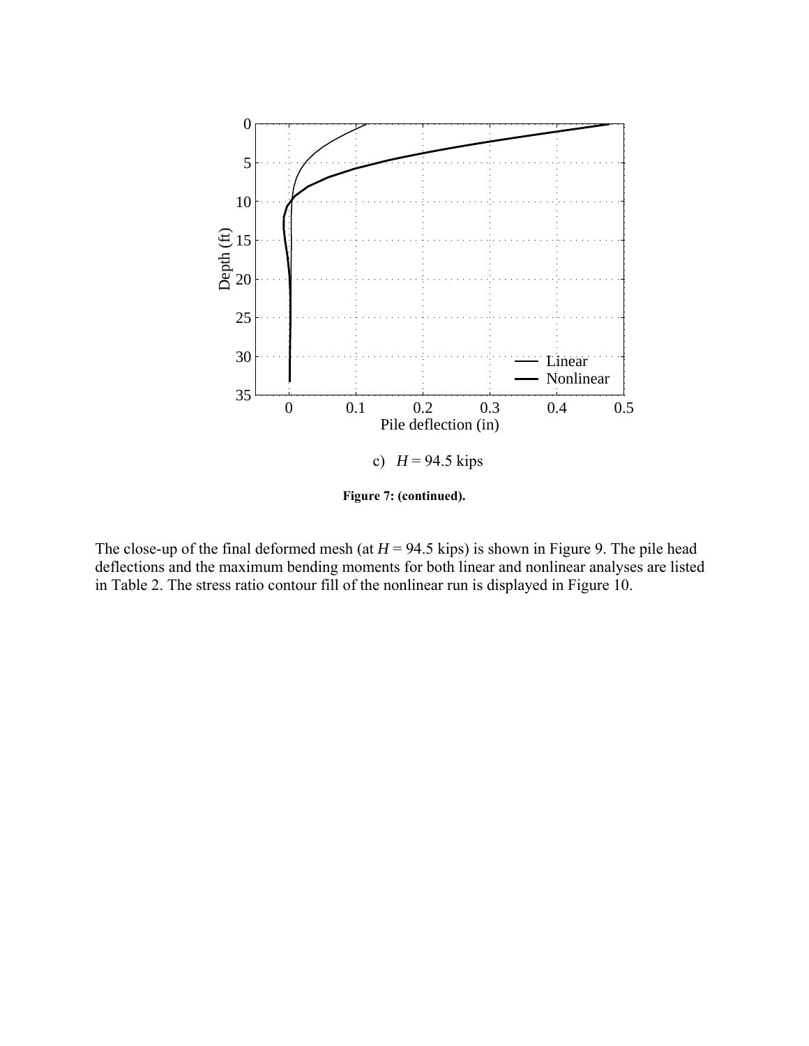c) $H$ = 94.5 kips

**Figure 7: (continued).**

The close-up of the final deformed mesh (at $H$ = 94.5 kips) is shown in Figure 9. The pile head deflections and the maximum bending moments for both linear and nonlinear analyses are listed in Table 2. The stress ratio contour fill of the nonlinear run is displayed in Figure 10.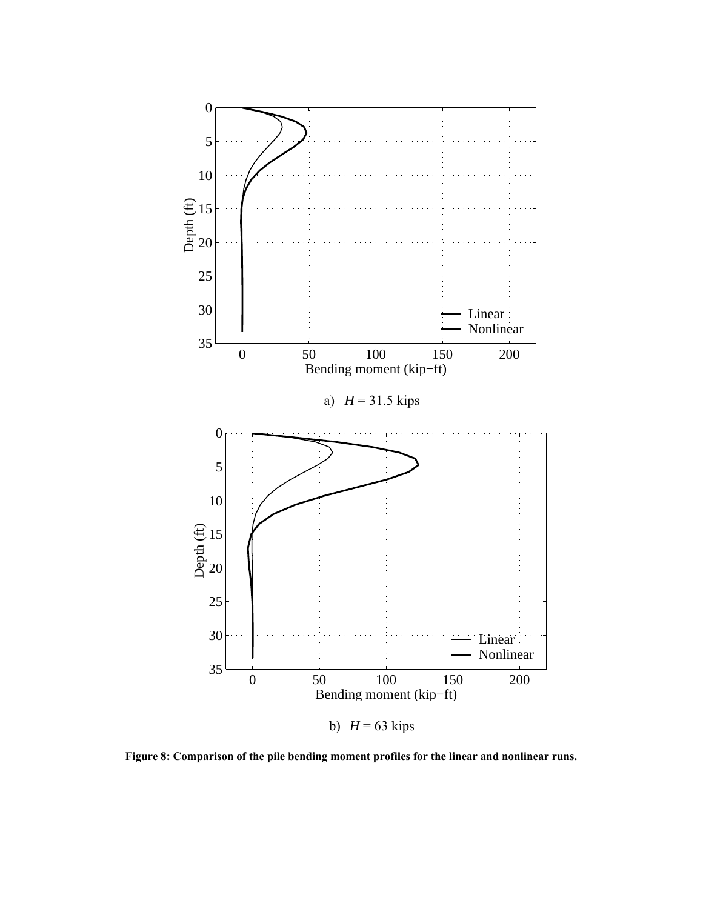a) $H$ = 31.5 kips

b) $H$ = 63 kips

**Figure 8: Comparison of the pile bending moment profiles for the linear and nonlinear runs.**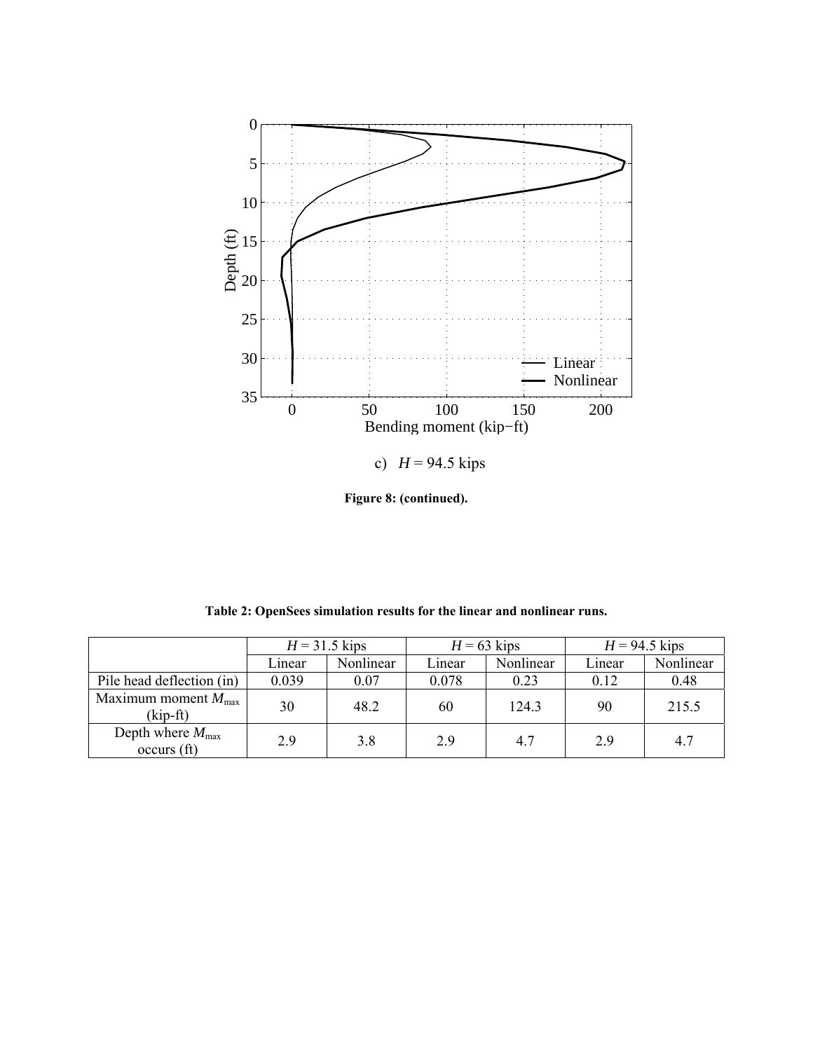c) $H$ = 94.5 kips

**Figure 8: (continued).**

**Table 2: OpenSees simulation results for the linear and nonlinear runs.**

| | $H$ = 31.5 kips | | $H$ = 63 kips | | $H$ = 94.5 kips | |
|---|---|---|---|---|---|---|
| | Linear | Nonlinear | Linear | Nonlinear | Linear | Nonlinear |
| Pile head deflection (in) | 0.039 | 0.07 | 0.078 | 0.23 | 0.12 | 0.48 |
| Maximum moment $M_{max}$ (kip-ft) | 30 | 48.2 | 60 | 124.3 | 90 | 215.5 |
| Depth where $M_{max}$ occurs (ft) | 2.9 | 3.8 | 2.9 | 4.7 | 2.9 | 4.7 |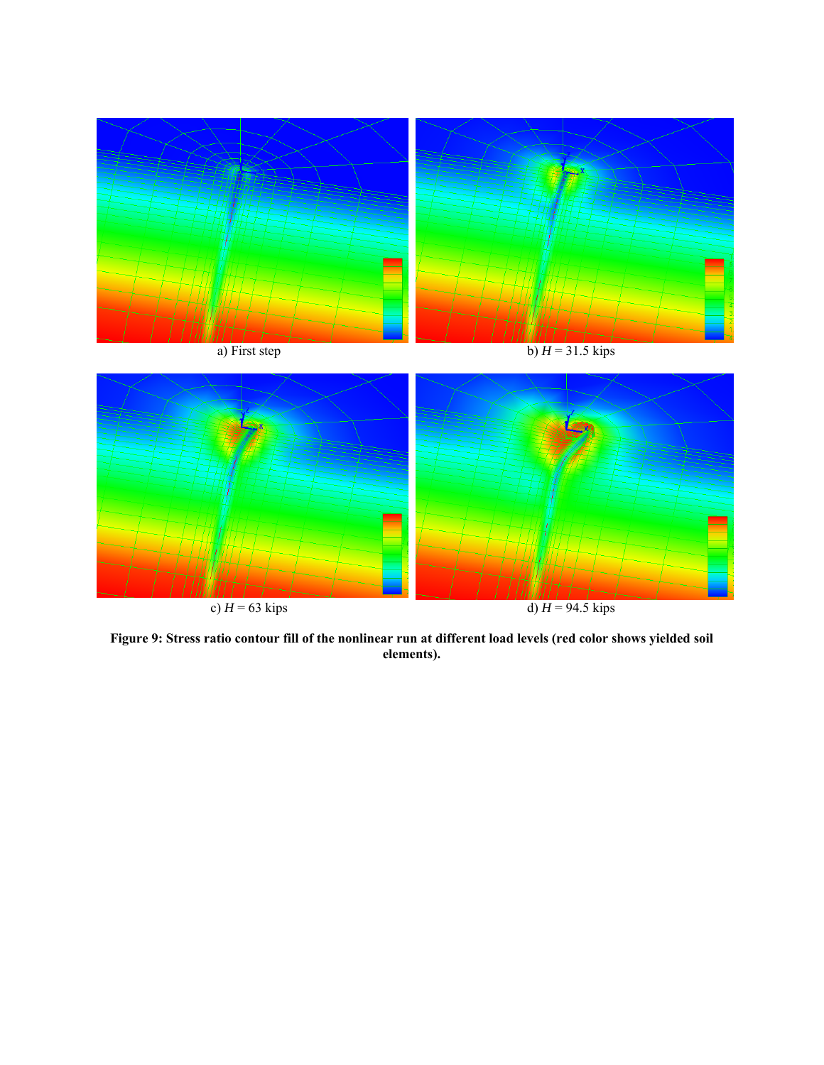a) First step

b) $H$ = 31.5 kips

c) $H$ = 63 kips

d) $H$ = 94.5 kips

**Figure 9: Stress ratio contour fill of the nonlinear run at different load levels (red color shows yielded soil elements).**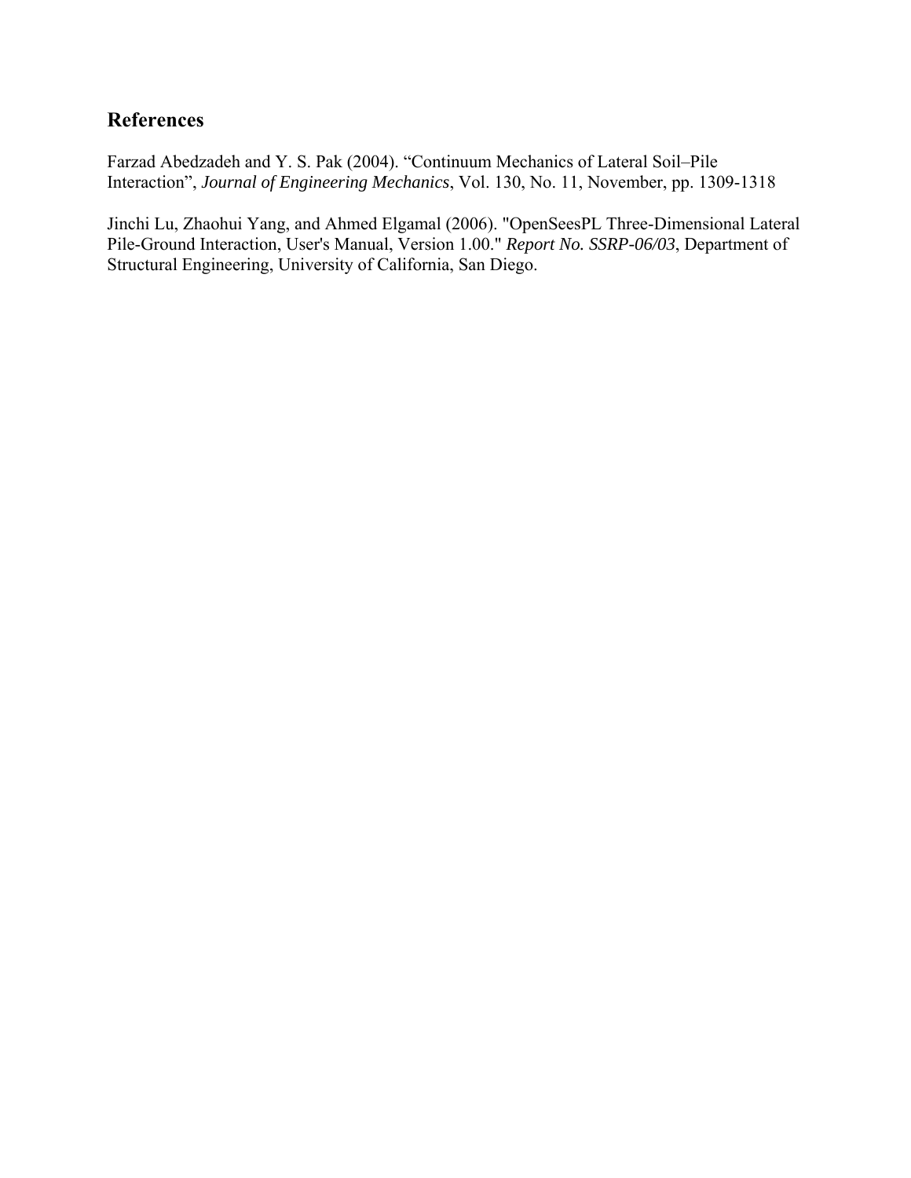## References

Farzad Abedzadeh and Y. S. Pak (2004). “Continuum Mechanics of Lateral Soil–Pile Interaction”, *Journal of Engineering Mechanics*, Vol. 130, No. 11, November, pp. 1309-1318

Jinchi Lu, Zhaohui Yang, and Ahmed Elgamal (2006). "OpenSeesPL Three-Dimensional Lateral Pile-Ground Interaction, User's Manual, Version 1.00." *Report No. SSRP-06/03*, Department of Structural Engineering, University of California, San Diego.